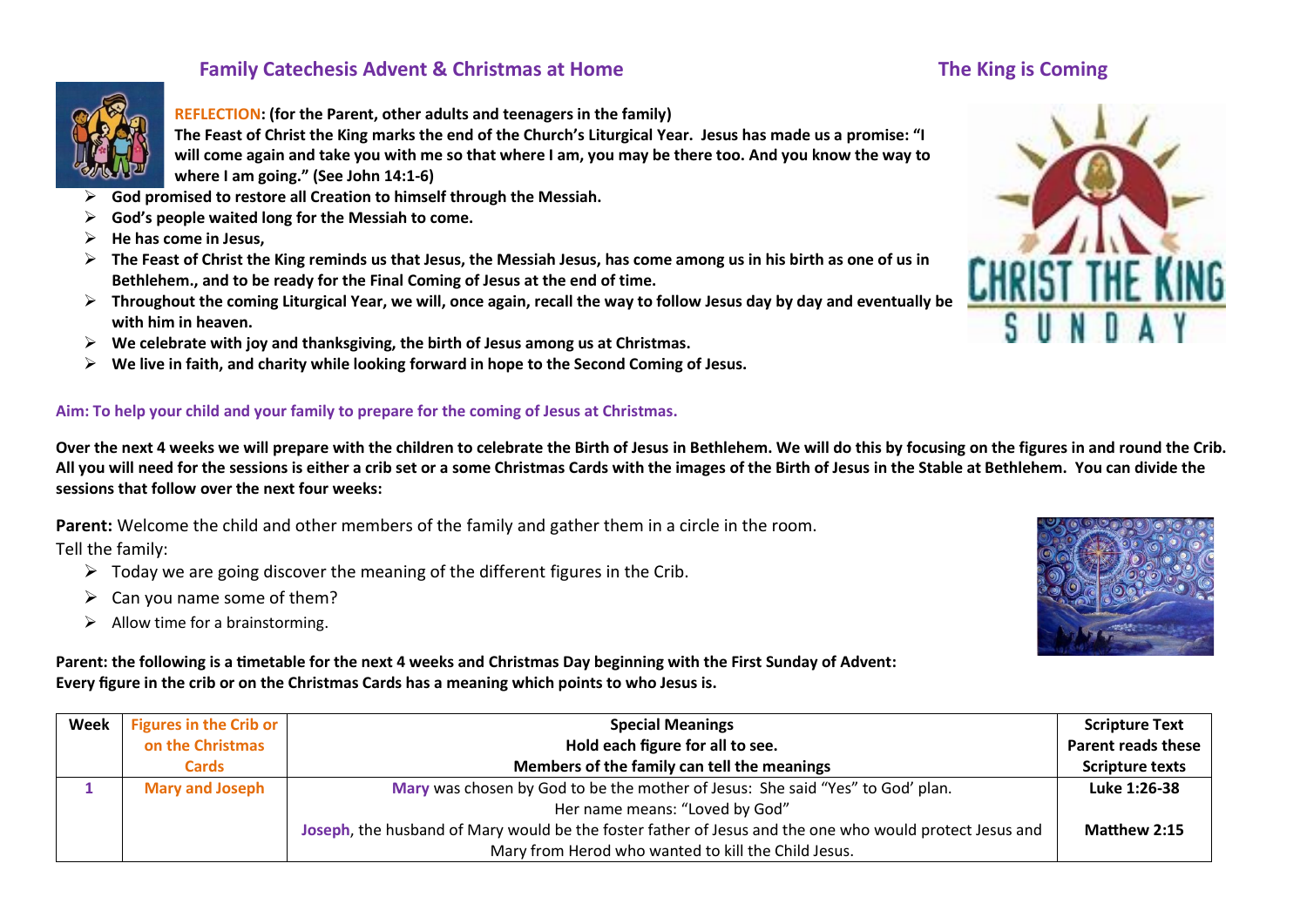## Family Catechesis Advent & Christmas at Home

## The King is Coming

**REFLECTION: (for the Parent, other adults and teenagers in the family)**
**The Feast of Christ the King marks the end of the Church's Liturgical Year. Jesus has made us a promise: "I will come again and take you with me so that where I am, you may be there too. And you know the way to where I am going." (See John 14:1-6)**

- **God promised to restore all Creation to himself through the Messiah.**
- **God's people waited long for the Messiah to come.**
- **He has come in Jesus,**
- **The Feast of Christ the King reminds us that Jesus, the Messiah Jesus, has come among us in his birth as one of us in Bethlehem., and to be ready for the Final Coming of Jesus at the end of time.**
- **Throughout the coming Liturgical Year, we will, once again, recall the way to follow Jesus day by day and eventually be with him in heaven.**
- **We celebrate with joy and thanksgiving, the birth of Jesus among us at Christmas.**
- **We live in faith, and charity while looking forward in hope to the Second Coming of Jesus.**

**Aim: To help your child and your family to prepare for the coming of Jesus at Christmas.**

**Over the next 4 weeks we will prepare with the children to celebrate the Birth of Jesus in Bethlehem. We will do this by focusing on the figures in and round the Crib. All you will need for the sessions is either a crib set or a some Christmas Cards with the images of the Birth of Jesus in the Stable at Bethlehem. You can divide the sessions that follow over the next four weeks:**

**Parent:** Welcome the child and other members of the family and gather them in a circle in the room.
Tell the family:

- Today we are going discover the meaning of the different figures in the Crib.
- Can you name some of them?
- Allow time for a brainstorming.

**Parent: the following is a timetable for the next 4 weeks and Christmas Day beginning with the First Sunday of Advent:**
**Every figure in the crib or on the Christmas Cards has a meaning which points to who Jesus is.**

| Week | Figures in the Crib or on the Christmas Cards | Special Meanings<br>Hold each figure for all to see.<br>Members of the family can tell the meanings | Scripture Text<br>Parent reads these Scripture texts |
|---|---|---|---|
| **1** | **Mary and Joseph** | **Mary** was chosen by God to be the mother of Jesus: She said "Yes" to God' plan.<br>Her name means: "Loved by God"<br>**Joseph**, the husband of Mary would be the foster father of Jesus and the one who would protect Jesus and Mary from Herod who wanted to kill the Child Jesus. | **Luke 1:26-38**<br><br>**Matthew 2:15** |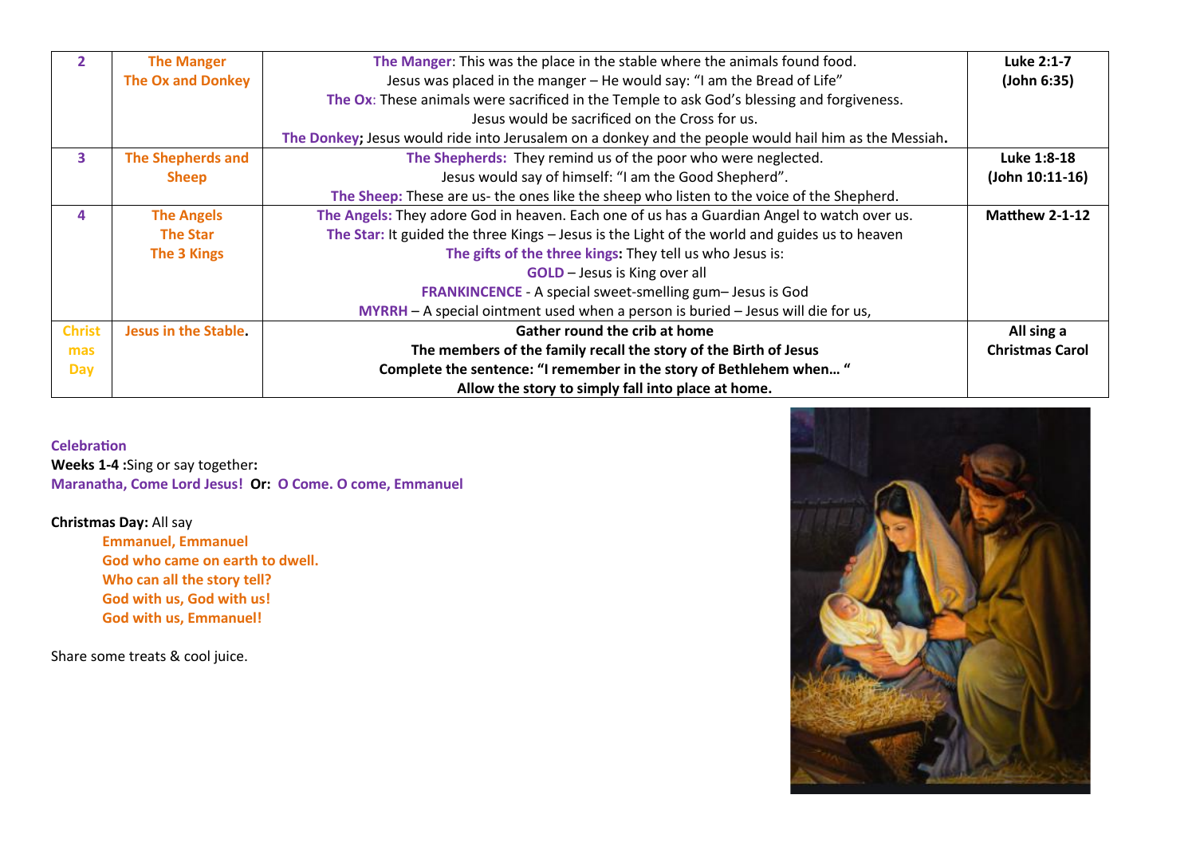| | | | |
|---|---|---|---|
| 2 | The Manger<br>The Ox and Donkey | The Manger: This was the place in the stable where the animals found food.<br>Jesus was placed in the manger – He would say: "I am the Bread of Life"<br>The Ox: These animals were sacrificed in the Temple to ask God's blessing and forgiveness.<br>Jesus would be sacrificed on the Cross for us.<br>The Donkey; Jesus would ride into Jerusalem on a donkey and the people would hail him as the Messiah. | **Luke 2:1-7**<br>**(John 6:35)** |
| 3 | The Shepherds and Sheep | The Shepherds: They remind us of the poor who were neglected.<br>Jesus would say of himself: "I am the Good Shepherd".<br>The Sheep: These are us- the ones like the sheep who listen to the voice of the Shepherd. | **Luke 1:8-18**<br>**(John 10:11-16)** |
| 4 | The Angels<br>The Star<br>The 3 Kings | The Angels: They adore God in heaven. Each one of us has a Guardian Angel to watch over us.<br>The Star: It guided the three Kings – Jesus is the Light of the world and guides us to heaven<br>The gifts of the three kings: They tell us who Jesus is:<br>GOLD – Jesus is King over all<br>FRANKINCENCE - A special sweet-smelling gum– Jesus is God<br>MYRRH – A special ointment used when a person is buried – Jesus will die for us, | **Matthew 2-1-12** |
| Christ mas Day | Jesus in the Stable. | **Gather round the crib at home**<br>**The members of the family recall the story of the Birth of Jesus**<br>**Complete the sentence: "I remember in the story of Bethlehem when… "**<br>**Allow the story to simply fall into place at home.** | **All sing a Christmas Carol** |

**Celebration**

**Weeks 1-4 :**Sing or say together**:**
**Maranatha, Come Lord Jesus! Or: O Come. O come, Emmanuel**

**Christmas Day:** All say

**Emmanuel, Emmanuel**
**God who came on earth to dwell.**
**Who can all the story tell?**
**God with us, God with us!**
**God with us, Emmanuel!**

Share some treats & cool juice.